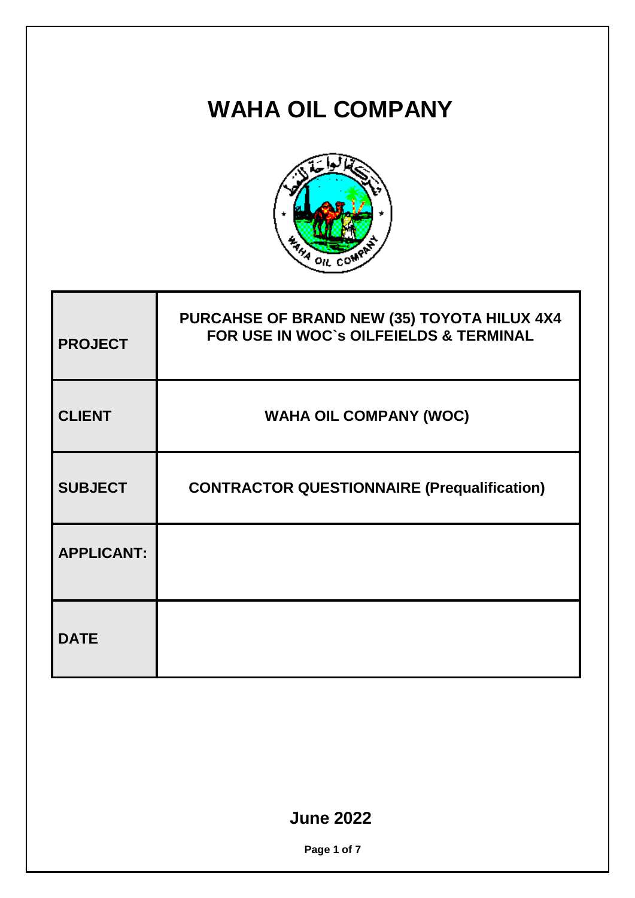# WAHA OIL COMPANY

| | |
|---|---|
| **PROJECT** | **PURCAHSE OF BRAND NEW (35) TOYOTA HILUX 4X4 FOR USE IN WOC`s OILFEIELDS & TERMINAL** |
| **CLIENT** | **WAHA OIL COMPANY (WOC)** |
| **SUBJECT** | **CONTRACTOR QUESTIONNAIRE (Prequalification)** |
| **APPLICANT:** | |
| **DATE** | |

**June 2022**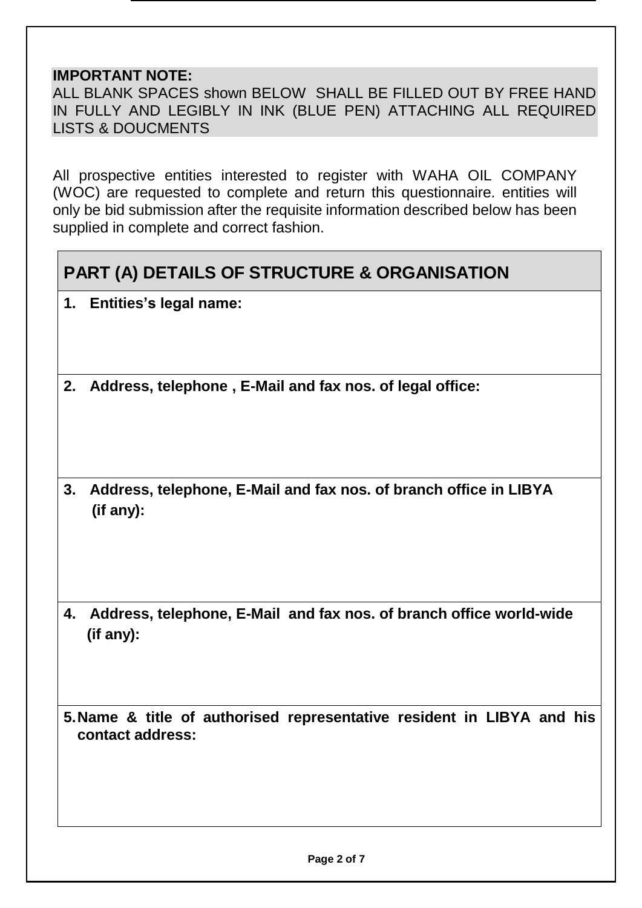**IMPORTANT NOTE:**
ALL BLANK SPACES shown BELOW SHALL BE FILLED OUT BY FREE HAND IN FULLY AND LEGIBLY IN INK (BLUE PEN) ATTACHING ALL REQUIRED LISTS & DOUCMENTS

All prospective entities interested to register with WAHA OIL COMPANY (WOC) are requested to complete and return this questionnaire. entities will only be bid submission after the requisite information described below has been supplied in complete and correct fashion.

| **PART (A) DETAILS OF STRUCTURE & ORGANISATION** |
|---|
| **1. Entities's legal name:** |
| **2. Address, telephone , E-Mail and fax nos. of legal office:** |
| **3. Address, telephone, E-Mail and fax nos. of branch office in LIBYA (if any):** |
| **4. Address, telephone, E-Mail and fax nos. of branch office world-wide (if any):** |
| **5. Name & title of authorised representative resident in LIBYA and his contact address:** |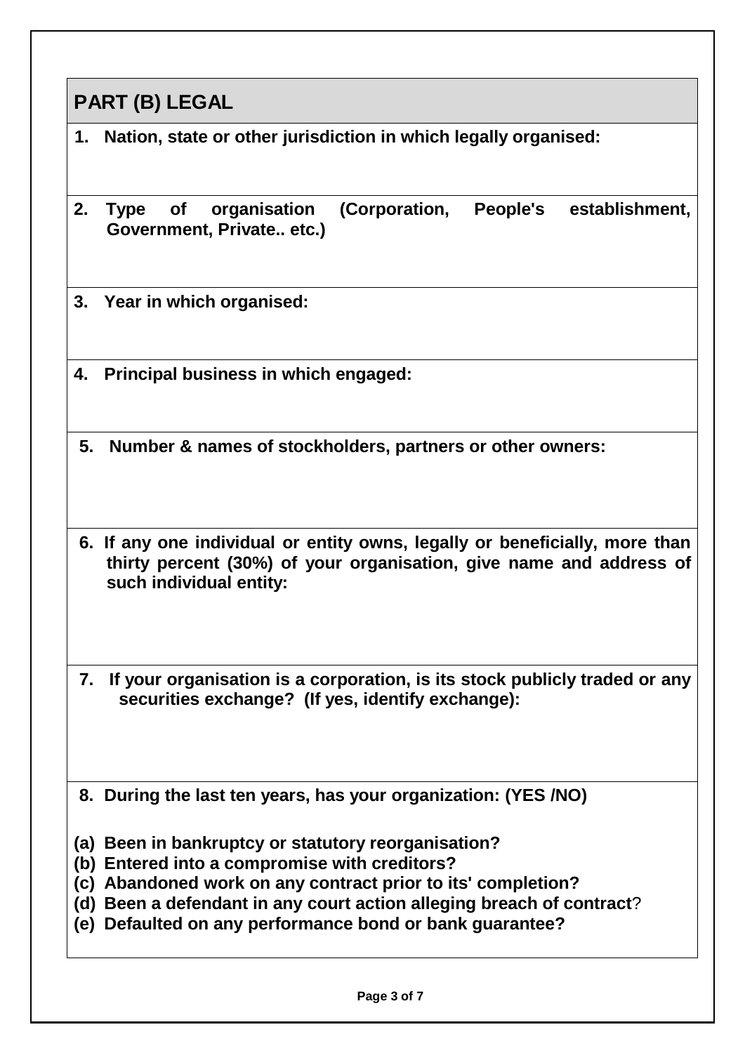## PART (B) LEGAL

**1. Nation, state or other jurisdiction in which legally organised:**

**2. Type of organisation (Corporation, People's establishment, Government, Private.. etc.)**

**3. Year in which organised:**

**4. Principal business in which engaged:**

**5. Number & names of stockholders, partners or other owners:**

**6. If any one individual or entity owns, legally or beneficially, more than thirty percent (30%) of your organisation, give name and address of such individual entity:**

**7. If your organisation is a corporation, is its stock publicly traded or any securities exchange? (If yes, identify exchange):**

**8. During the last ten years, has your organization: (YES /NO)**

**(a) Been in bankruptcy or statutory reorganisation?**
**(b) Entered into a compromise with creditors?**
**(c) Abandoned work on any contract prior to its' completion?**
**(d) Been a defendant in any court action alleging breach of contract**?
**(e) Defaulted on any performance bond or bank guarantee?**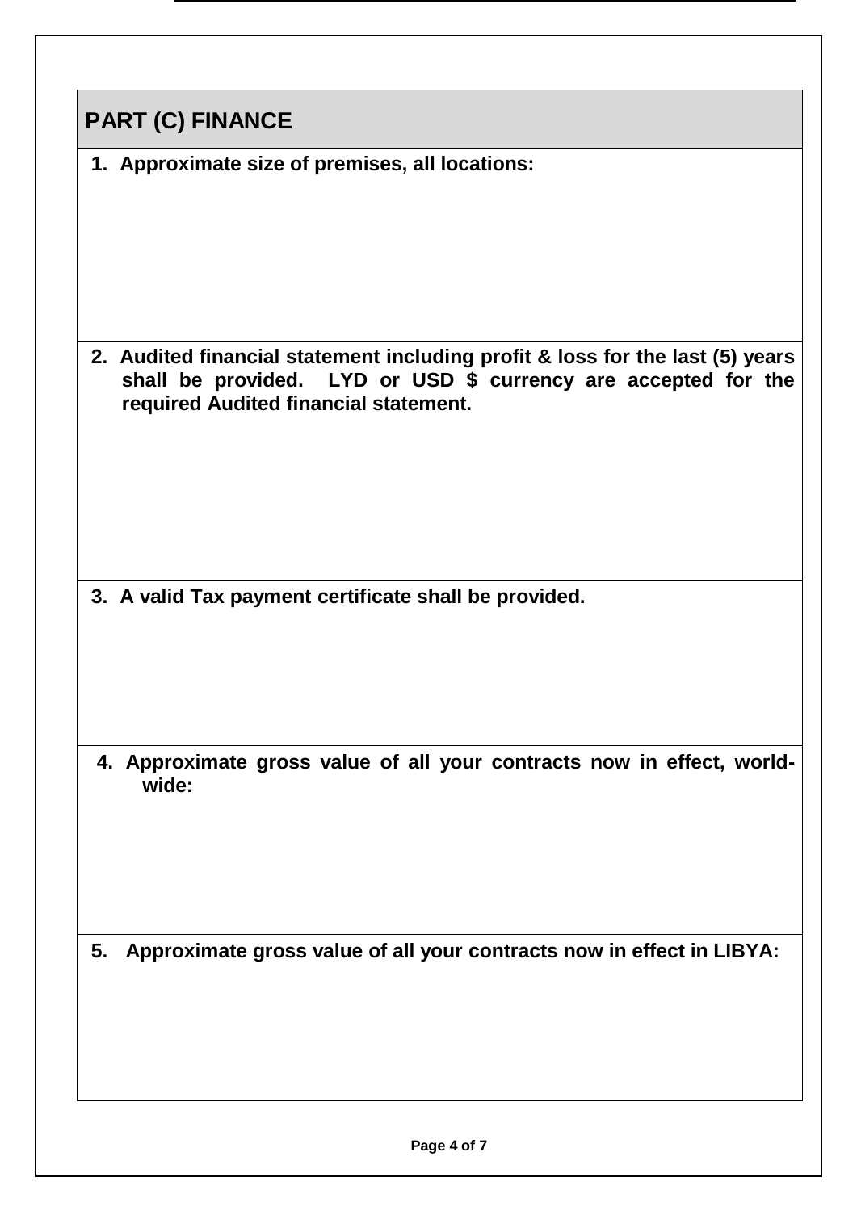## PART (C) FINANCE

1. **Approximate size of premises, all locations:**

2. **Audited financial statement including profit & loss for the last (5) years shall be provided. LYD or USD $ currency are accepted for the required Audited financial statement.**

3. **A valid Tax payment certificate shall be provided.**

4. **Approximate gross value of all your contracts now in effect, world-wide:**

5. **Approximate gross value of all your contracts now in effect in LIBYA:**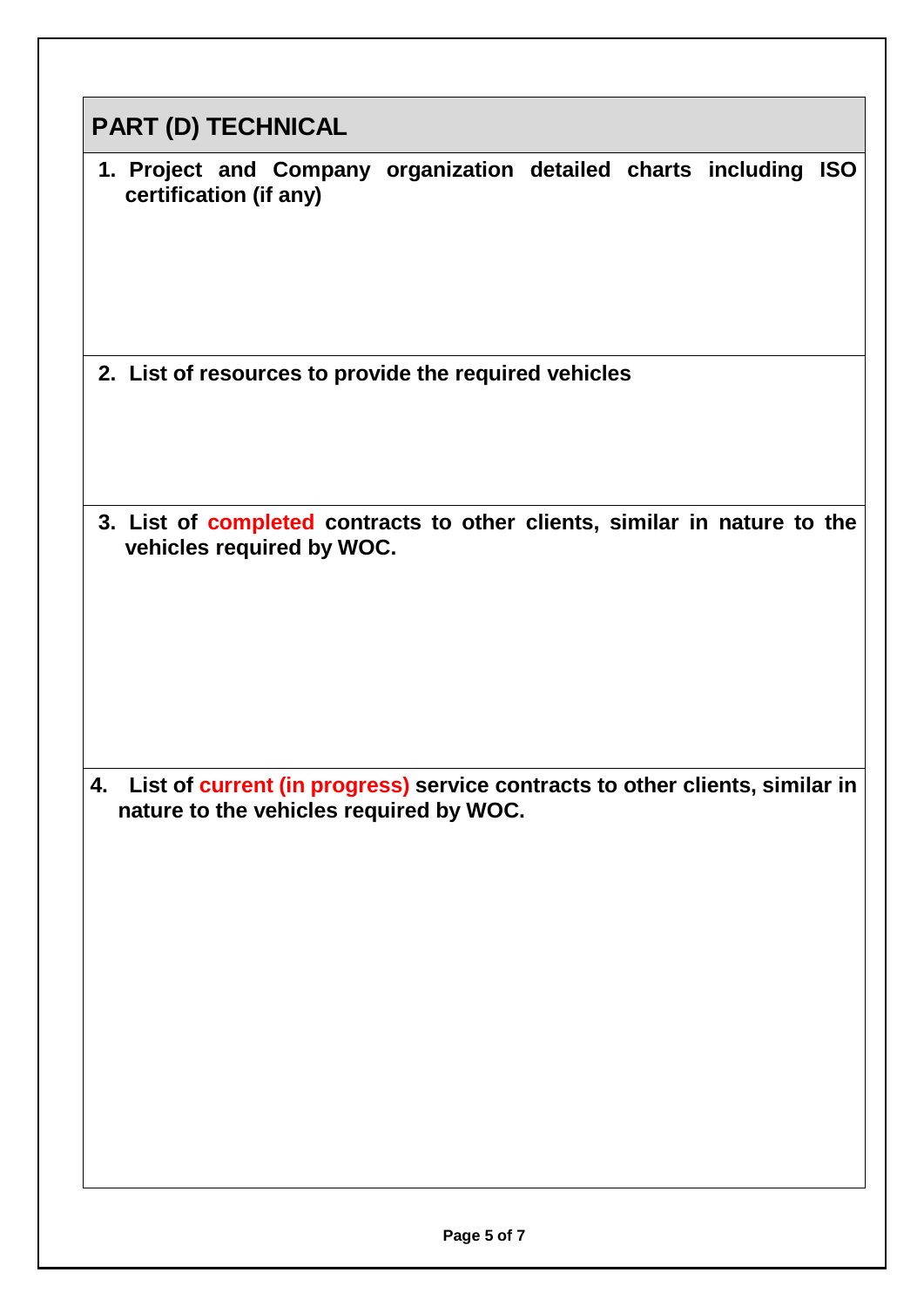## PART (D) TECHNICAL

1. **Project and Company organization detailed charts including ISO certification (if any)**

2. **List of resources to provide the required vehicles**

3. **List of completed contracts to other clients, similar in nature to the vehicles required by WOC.**

4. **List of current (in progress) service contracts to other clients, similar in nature to the vehicles required by WOC.**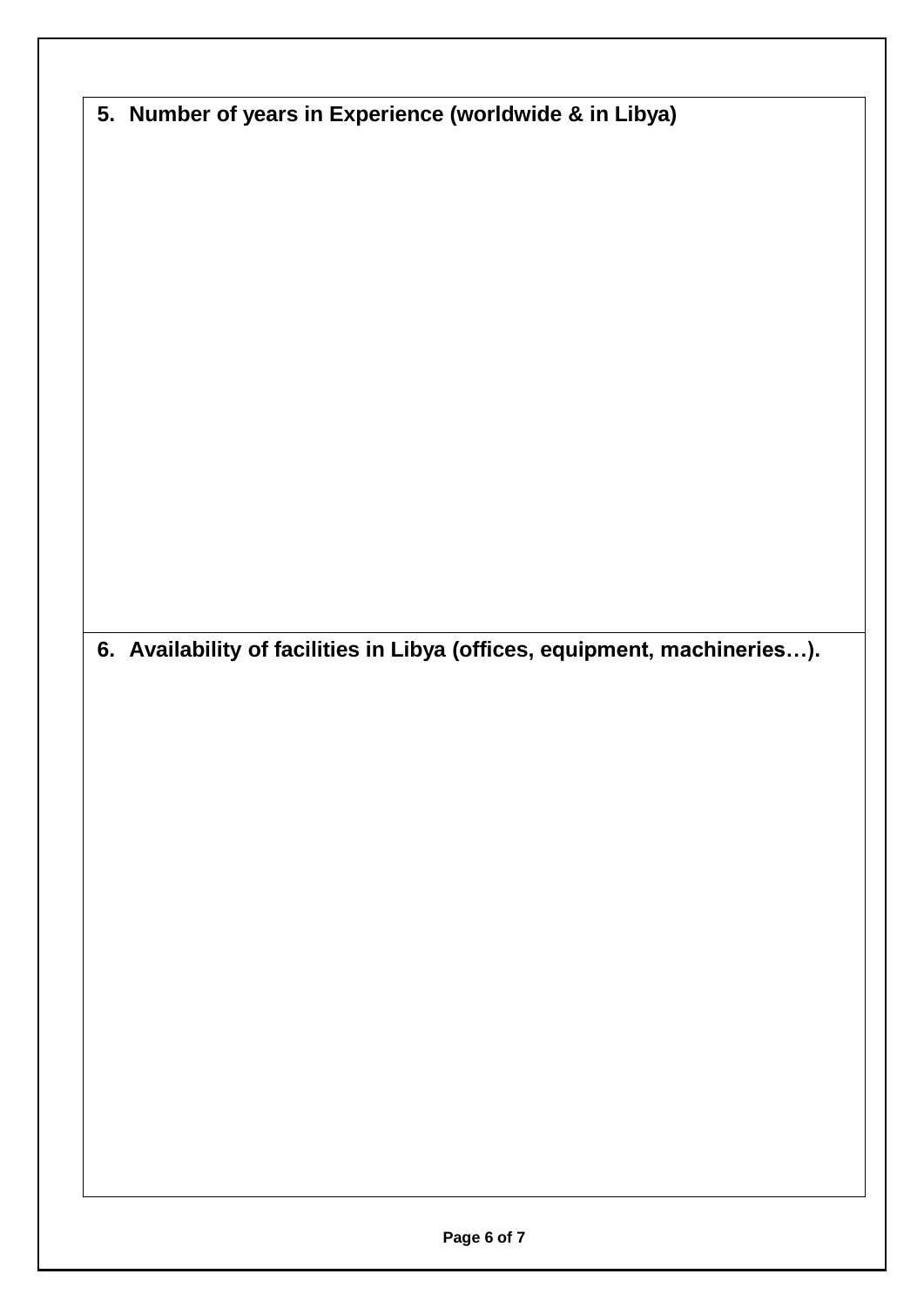5. **Number of years in Experience (worldwide & in Libya)**

6. **Availability of facilities in Libya (offices, equipment, machineries…).**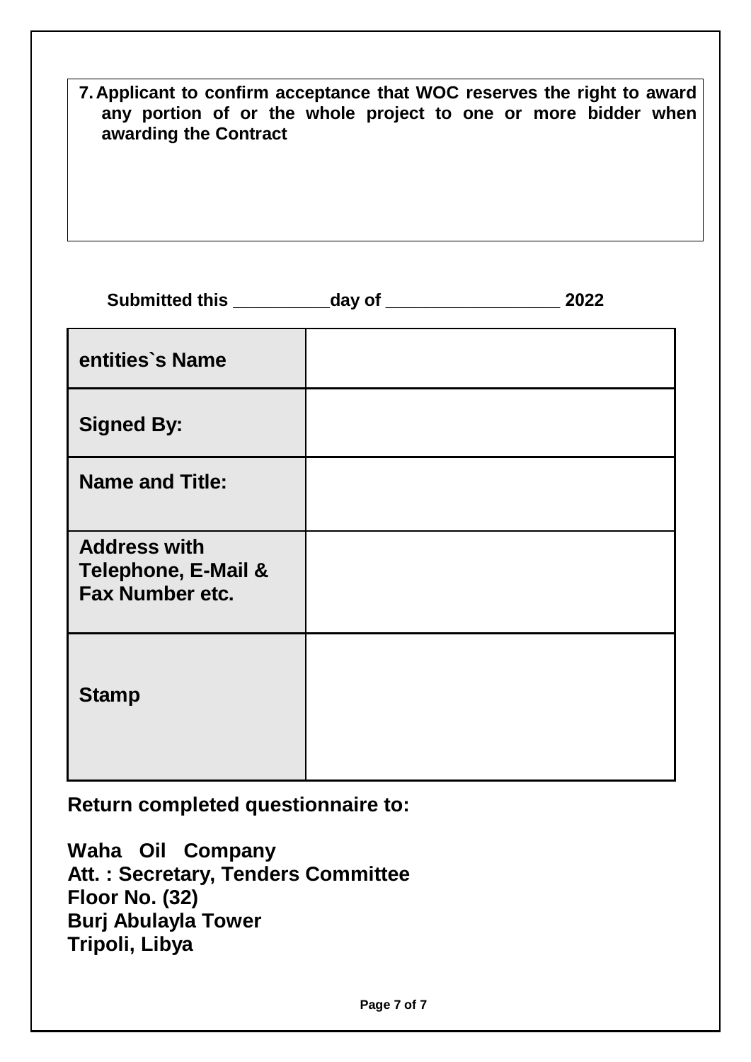7. **Applicant to confirm acceptance that WOC reserves the right to award any portion of or the whole project to one or more bidder when awarding the Contract**

**Submitted this \_\_\_\_\_\_\_\_\_\_day of \_\_\_\_\_\_\_\_\_\_\_\_\_\_\_\_\_\_ 2022**

| | |
|---|---|
| **entities`s Name** | |
| **Signed By:** | |
| **Name and Title:** | |
| **Address with Telephone, E-Mail & Fax Number etc.** | |
| **Stamp** | |

**Return completed questionnaire to:**

**Waha Oil Company**
**Att. : Secretary, Tenders Committee**
**Floor No. (32)**
**Burj Abulayla Tower**
**Tripoli, Libya**